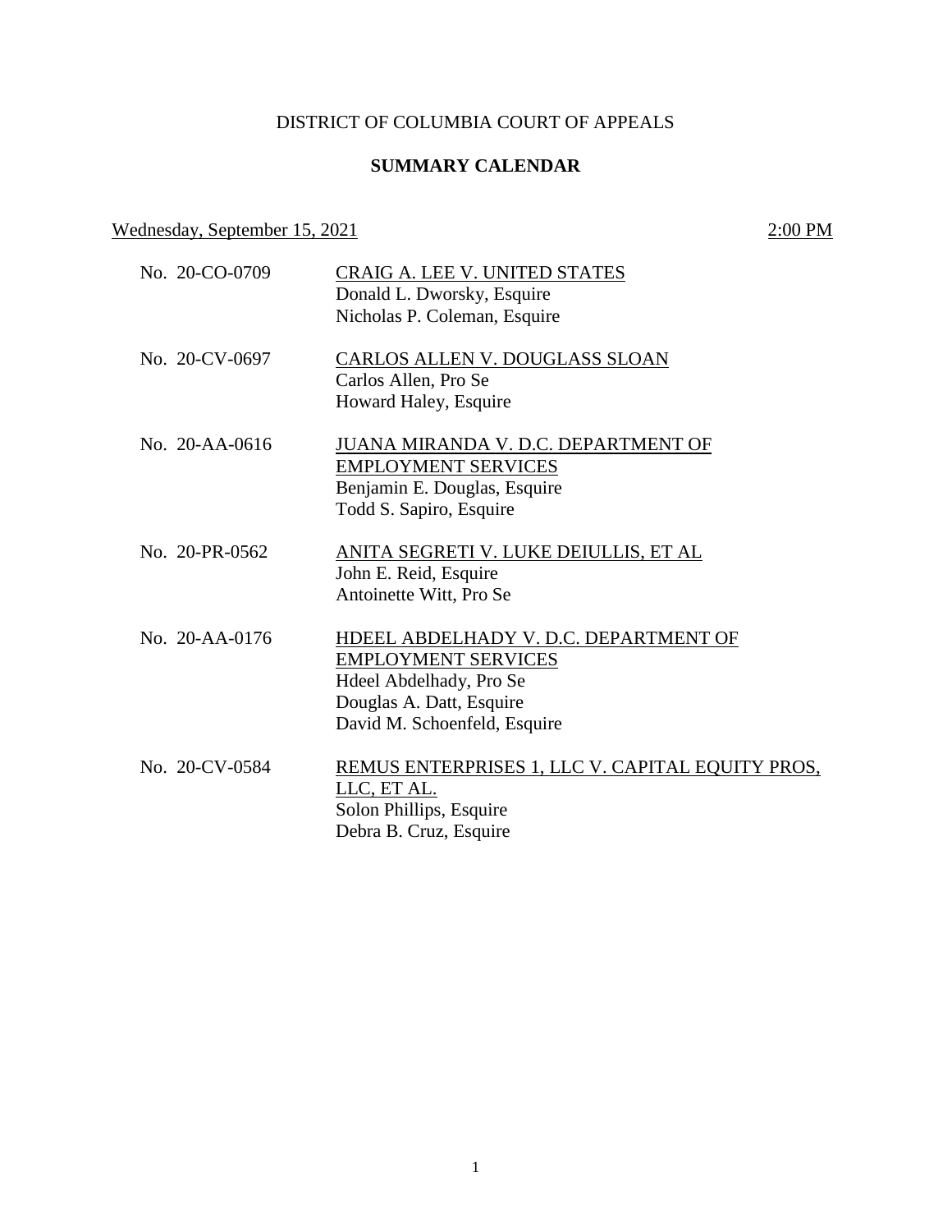DISTRICT OF COLUMBIA COURT OF APPEALS

**SUMMARY CALENDAR**

Wednesday, September 15, 2021 2:00 PM

No. 20-CO-0709 CRAIG A. LEE V. UNITED STATES
Donald L. Dworsky, Esquire
Nicholas P. Coleman, Esquire

No. 20-CV-0697 CARLOS ALLEN V. DOUGLASS SLOAN
Carlos Allen, Pro Se
Howard Haley, Esquire

No. 20-AA-0616 JUANA MIRANDA V. D.C. DEPARTMENT OF EMPLOYMENT SERVICES
Benjamin E. Douglas, Esquire
Todd S. Sapiro, Esquire

No. 20-PR-0562 ANITA SEGRETI V. LUKE DEIULLIS, ET AL
John E. Reid, Esquire
Antoinette Witt, Pro Se

No. 20-AA-0176 HDEEL ABDELHADY V. D.C. DEPARTMENT OF EMPLOYMENT SERVICES
Hdeel Abdelhady, Pro Se
Douglas A. Datt, Esquire
David M. Schoenfeld, Esquire

No. 20-CV-0584 REMUS ENTERPRISES 1, LLC V. CAPITAL EQUITY PROS, LLC, ET AL.
Solon Phillips, Esquire
Debra B. Cruz, Esquire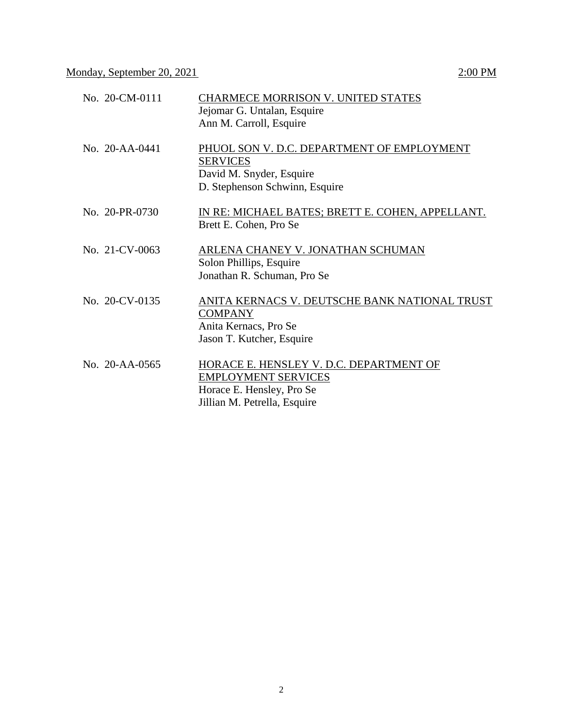Monday, September 20, 2021 2:00 PM

| | |
|---|---|
| No. 20-CM-0111 | CHARMECE MORRISON V. UNITED STATES<br>Jejomar G. Untalan, Esquire<br>Ann M. Carroll, Esquire |
| No. 20-AA-0441 | PHUOL SON V. D.C. DEPARTMENT OF EMPLOYMENT SERVICES<br>David M. Snyder, Esquire<br>D. Stephenson Schwinn, Esquire |
| No. 20-PR-0730 | IN RE: MICHAEL BATES; BRETT E. COHEN, APPELLANT.<br>Brett E. Cohen, Pro Se |
| No. 21-CV-0063 | ARLENA CHANEY V. JONATHAN SCHUMAN<br>Solon Phillips, Esquire<br>Jonathan R. Schuman, Pro Se |
| No. 20-CV-0135 | ANITA KERNACS V. DEUTSCHE BANK NATIONAL TRUST COMPANY<br>Anita Kernacs, Pro Se<br>Jason T. Kutcher, Esquire |
| No. 20-AA-0565 | HORACE E. HENSLEY V. D.C. DEPARTMENT OF EMPLOYMENT SERVICES<br>Horace E. Hensley, Pro Se<br>Jillian M. Petrella, Esquire |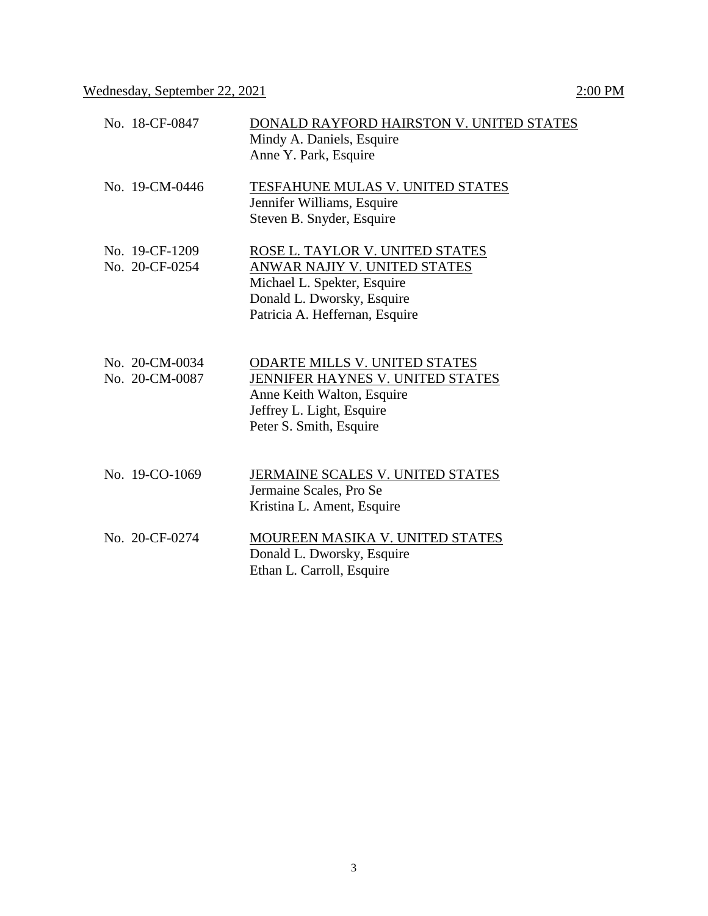Wednesday, September 22, 2021 — 2:00 PM

| | |
|---|---|
| No. 18-CF-0847 | DONALD RAYFORD HAIRSTON V. UNITED STATES<br>Mindy A. Daniels, Esquire<br>Anne Y. Park, Esquire |
| No. 19-CM-0446 | TESFAHUNE MULAS V. UNITED STATES<br>Jennifer Williams, Esquire<br>Steven B. Snyder, Esquire |
| No. 19-CF-1209<br>No. 20-CF-0254 | ROSE L. TAYLOR V. UNITED STATES<br>ANWAR NAJIY V. UNITED STATES<br>Michael L. Spekter, Esquire<br>Donald L. Dworsky, Esquire<br>Patricia A. Heffernan, Esquire |
| No. 20-CM-0034<br>No. 20-CM-0087 | ODARTE MILLS V. UNITED STATES<br>JENNIFER HAYNES V. UNITED STATES<br>Anne Keith Walton, Esquire<br>Jeffrey L. Light, Esquire<br>Peter S. Smith, Esquire |
| No. 19-CO-1069 | JERMAINE SCALES V. UNITED STATES<br>Jermaine Scales, Pro Se<br>Kristina L. Ament, Esquire |
| No. 20-CF-0274 | MOUREEN MASIKA V. UNITED STATES<br>Donald L. Dworsky, Esquire<br>Ethan L. Carroll, Esquire |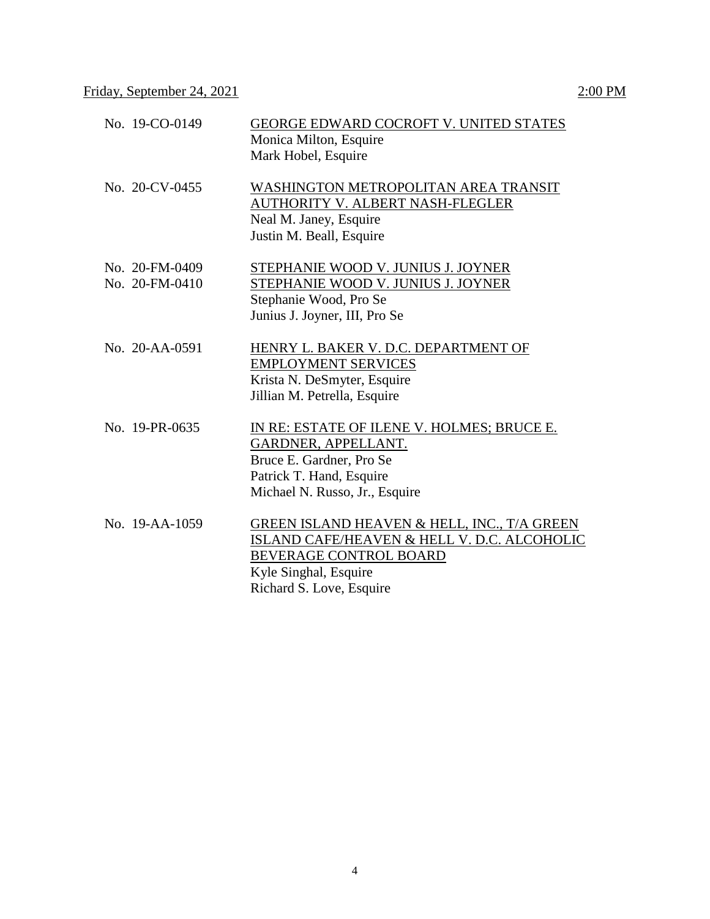Friday, September 24, 2021 2:00 PM

| | |
|---|---|
| No. 19-CO-0149 | GEORGE EDWARD COCROFT V. UNITED STATES<br>Monica Milton, Esquire<br>Mark Hobel, Esquire |
| No. 20-CV-0455 | WASHINGTON METROPOLITAN AREA TRANSIT AUTHORITY V. ALBERT NASH-FLEGLER<br>Neal M. Janey, Esquire<br>Justin M. Beall, Esquire |
| No. 20-FM-0409<br>No. 20-FM-0410 | STEPHANIE WOOD V. JUNIUS J. JOYNER<br>STEPHANIE WOOD V. JUNIUS J. JOYNER<br>Stephanie Wood, Pro Se<br>Junius J. Joyner, III, Pro Se |
| No. 20-AA-0591 | HENRY L. BAKER V. D.C. DEPARTMENT OF EMPLOYMENT SERVICES<br>Krista N. DeSmyter, Esquire<br>Jillian M. Petrella, Esquire |
| No. 19-PR-0635 | IN RE: ESTATE OF ILENE V. HOLMES; BRUCE E. GARDNER, APPELLANT.<br>Bruce E. Gardner, Pro Se<br>Patrick T. Hand, Esquire<br>Michael N. Russo, Jr., Esquire |
| No. 19-AA-1059 | GREEN ISLAND HEAVEN & HELL, INC., T/A GREEN ISLAND CAFE/HEAVEN & HELL V. D.C. ALCOHOLIC BEVERAGE CONTROL BOARD<br>Kyle Singhal, Esquire<br>Richard S. Love, Esquire |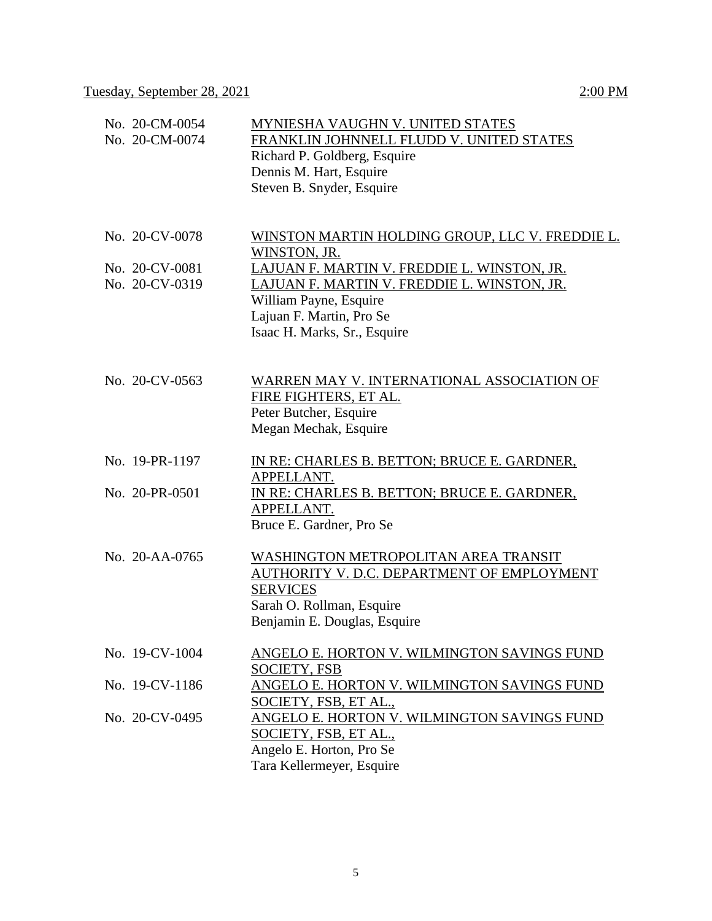Tuesday, September 28, 2021 2:00 PM

| | |
|---|---|
| No. 20-CM-0054 | MYNIESHA VAUGHN V. UNITED STATES |
| No. 20-CM-0074 | FRANKLIN JOHNNELL FLUDD V. UNITED STATES<br>Richard P. Goldberg, Esquire<br>Dennis M. Hart, Esquire<br>Steven B. Snyder, Esquire |
| No. 20-CV-0078 | WINSTON MARTIN HOLDING GROUP, LLC V. FREDDIE L. WINSTON, JR. |
| No. 20-CV-0081 | LAJUAN F. MARTIN V. FREDDIE L. WINSTON, JR. |
| No. 20-CV-0319 | LAJUAN F. MARTIN V. FREDDIE L. WINSTON, JR.<br>William Payne, Esquire<br>Lajuan F. Martin, Pro Se<br>Isaac H. Marks, Sr., Esquire |
| No. 20-CV-0563 | WARREN MAY V. INTERNATIONAL ASSOCIATION OF FIRE FIGHTERS, ET AL.<br>Peter Butcher, Esquire<br>Megan Mechak, Esquire |
| No. 19-PR-1197 | IN RE: CHARLES B. BETTON; BRUCE E. GARDNER, APPELLANT. |
| No. 20-PR-0501 | IN RE: CHARLES B. BETTON; BRUCE E. GARDNER, APPELLANT.<br>Bruce E. Gardner, Pro Se |
| No. 20-AA-0765 | WASHINGTON METROPOLITAN AREA TRANSIT AUTHORITY V. D.C. DEPARTMENT OF EMPLOYMENT SERVICES<br>Sarah O. Rollman, Esquire<br>Benjamin E. Douglas, Esquire |
| No. 19-CV-1004 | ANGELO E. HORTON V. WILMINGTON SAVINGS FUND SOCIETY, FSB |
| No. 19-CV-1186 | ANGELO E. HORTON V. WILMINGTON SAVINGS FUND SOCIETY, FSB, ET AL., |
| No. 20-CV-0495 | ANGELO E. HORTON V. WILMINGTON SAVINGS FUND SOCIETY, FSB, ET AL.,<br>Angelo E. Horton, Pro Se<br>Tara Kellermeyer, Esquire |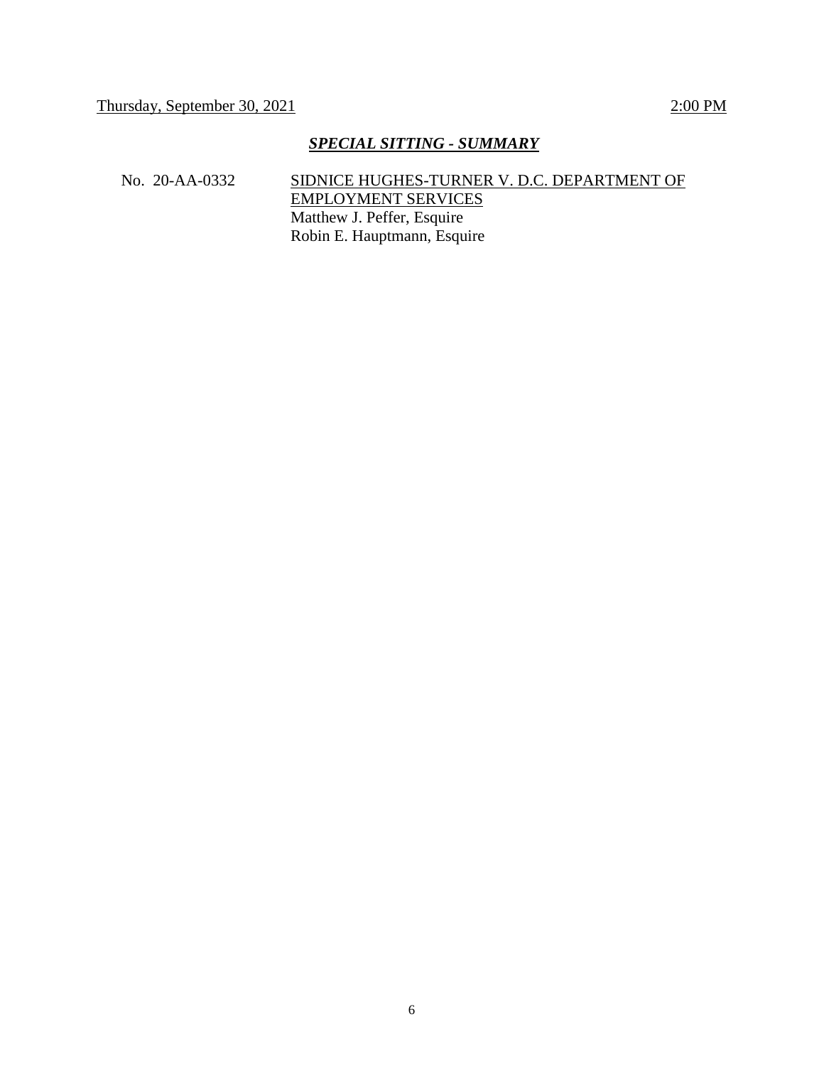Thursday, September 30, 2021 2:00 PM

## ***SPECIAL SITTING - SUMMARY***

No. 20-AA-0332 SIDNICE HUGHES-TURNER V. D.C. DEPARTMENT OF EMPLOYMENT SERVICES
Matthew J. Peffer, Esquire
Robin E. Hauptmann, Esquire